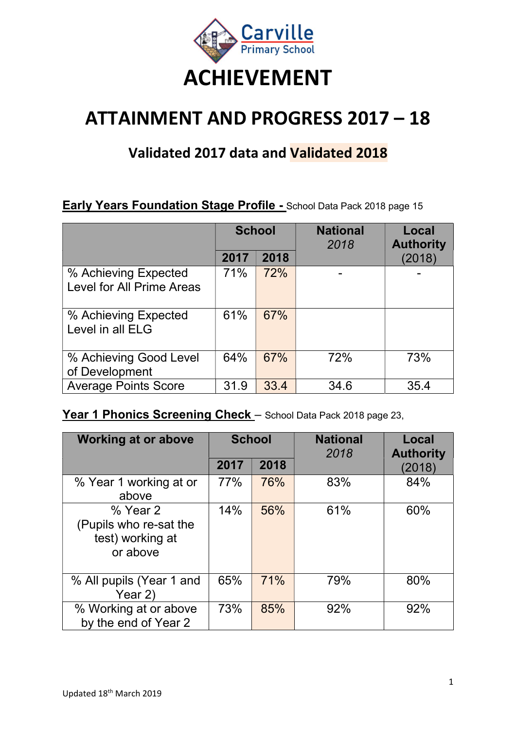# ACHIEVEMENT

# ATTAINMENT AND PROGRESS 2017 – 18

## Validated 2017 data and Validated 2018

**Early Years Foundation Stage Profile -** School Data Pack 2018 page 15

| | School | | National *2018* | Local Authority (2018) |
|---|---|---|---|---|
| | **2017** | **2018** | | |
| % Achieving Expected Level for All Prime Areas | 71% | 72% | - | - |
| % Achieving Expected Level in all ELG | 61% | 67% | | |
| % Achieving Good Level of Development | 64% | 67% | 72% | 73% |
| Average Points Score | 31.9 | 33.4 | 34.6 | 35.4 |

**Year 1 Phonics Screening Check** – School Data Pack 2018 page 23,

| Working at or above | School | | National *2018* | Local Authority (2018) |
|---|---|---|---|---|
| | **2017** | **2018** | | |
| % Year 1 working at or above | 77% | 76% | 83% | 84% |
| % Year 2 (Pupils who re-sat the test) working at or above | 14% | 56% | 61% | 60% |
| % All pupils (Year 1 and Year 2) | 65% | 71% | 79% | 80% |
| % Working at or above by the end of Year 2 | 73% | 85% | 92% | 92% |

Updated 18th March 2019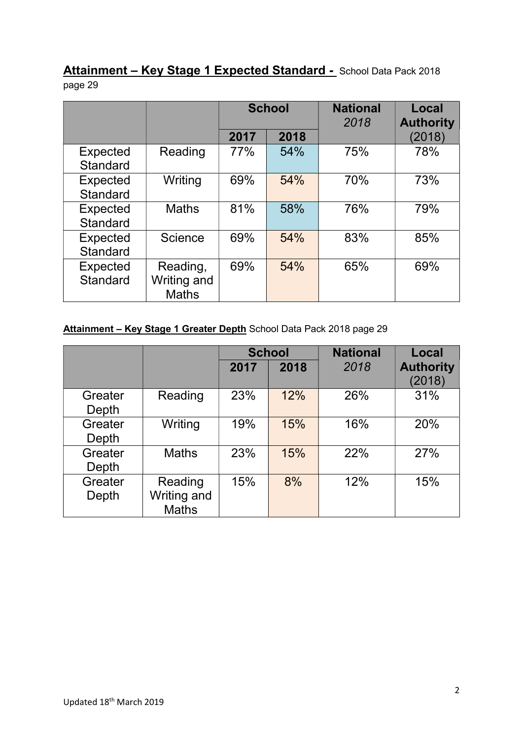## **Attainment – Key Stage 1 Expected Standard -** School Data Pack 2018 page 29

| | | **School** | | **National** *2018* | **Local Authority** (2018) |
|---|---|---|---|---|---|
| | | **2017** | **2018** | | |
| Expected Standard | Reading | 77% | 54% | 75% | 78% |
| Expected Standard | Writing | 69% | 54% | 70% | 73% |
| Expected Standard | Maths | 81% | 58% | 76% | 79% |
| Expected Standard | Science | 69% | 54% | 83% | 85% |
| Expected Standard | Reading, Writing and Maths | 69% | 54% | 65% | 69% |

**Attainment – Key Stage 1 Greater Depth** School Data Pack 2018 page 29

| | | **School** | | **National** *2018* | **Local Authority** (2018) |
|---|---|---|---|---|---|
| | | **2017** | **2018** | | |
| Greater Depth | Reading | 23% | 12% | 26% | 31% |
| Greater Depth | Writing | 19% | 15% | 16% | 20% |
| Greater Depth | Maths | 23% | 15% | 22% | 27% |
| Greater Depth | Reading Writing and Maths | 15% | 8% | 12% | 15% |

Updated 18th March 2019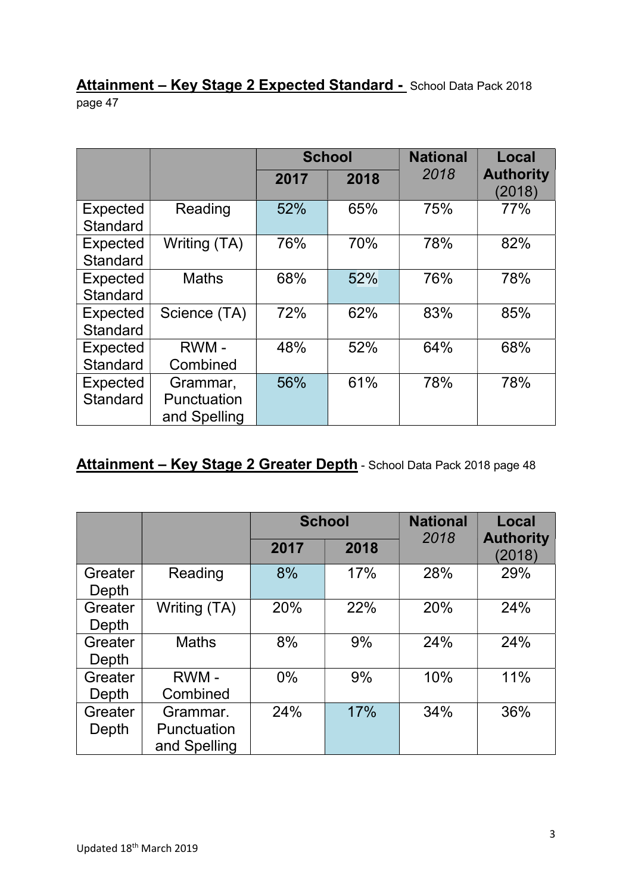**Attainment – Key Stage 2 Expected Standard -** School Data Pack 2018 page 47

| | | School | | National *2018* | Local Authority (2018) |
|---|---|---|---|---|---|
| | | **2017** | **2018** | | |
| Expected Standard | Reading | 52% | 65% | 75% | 77% |
| Expected Standard | Writing (TA) | 76% | 70% | 78% | 82% |
| Expected Standard | Maths | 68% | 52% | 76% | 78% |
| Expected Standard | Science (TA) | 72% | 62% | 83% | 85% |
| Expected Standard | RWM - Combined | 48% | 52% | 64% | 68% |
| Expected Standard | Grammar, Punctuation and Spelling | 56% | 61% | 78% | 78% |

**Attainment – Key Stage 2 Greater Depth** - School Data Pack 2018 page 48

| | | School | | National *2018* | Local Authority (2018) |
|---|---|---|---|---|---|
| | | **2017** | **2018** | | |
| Greater Depth | Reading | 8% | 17% | 28% | 29% |
| Greater Depth | Writing (TA) | 20% | 22% | 20% | 24% |
| Greater Depth | Maths | 8% | 9% | 24% | 24% |
| Greater Depth | RWM - Combined | 0% | 9% | 10% | 11% |
| Greater Depth | Grammar. Punctuation and Spelling | 24% | 17% | 34% | 36% |

Updated 18th March 2019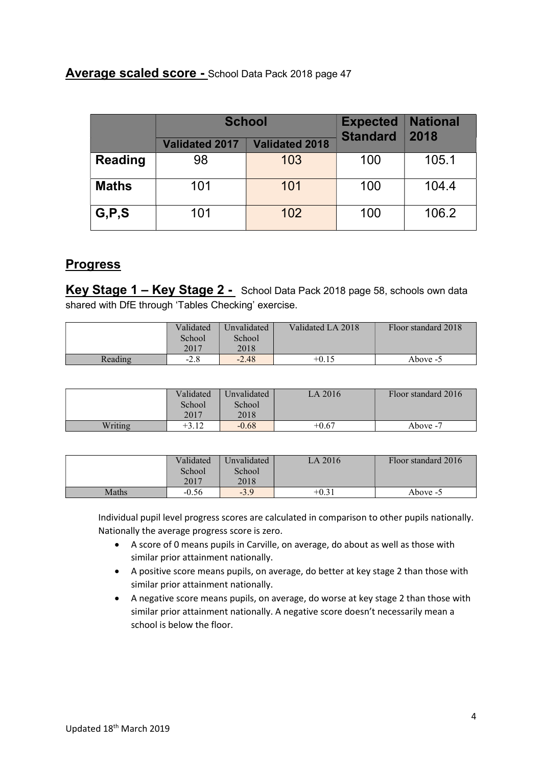## Average scaled score - School Data Pack 2018 page 47

| | School | | Expected Standard | National 2018 |
|---|---|---|---|---|
| | Validated 2017 | Validated 2018 | | |
| **Reading** | 98 | 103 | 100 | 105.1 |
| **Maths** | 101 | 101 | 100 | 104.4 |
| **G,P,S** | 101 | 102 | 100 | 106.2 |

## Progress

### Key Stage 1 – Key Stage 2 - School Data Pack 2018 page 58, schools own data shared with DfE through 'Tables Checking' exercise.

| | Validated School 2017 | Unvalidated School 2018 | Validated LA 2018 | Floor standard 2018 |
|---|---|---|---|---|
| Reading | -2.8 | -2.48 | +0.15 | Above -5 |

| | Validated School 2017 | Unvalidated School 2018 | LA 2016 | Floor standard 2016 |
|---|---|---|---|---|
| Writing | +3.12 | -0.68 | +0.67 | Above -7 |

| | Validated School 2017 | Unvalidated School 2018 | LA 2016 | Floor standard 2016 |
|---|---|---|---|---|
| Maths | -0.56 | -3.9 | +0.31 | Above -5 |

Individual pupil level progress scores are calculated in comparison to other pupils nationally. Nationally the average progress score is zero.

- A score of 0 means pupils in Carville, on average, do about as well as those with similar prior attainment nationally.
- A positive score means pupils, on average, do better at key stage 2 than those with similar prior attainment nationally.
- A negative score means pupils, on average, do worse at key stage 2 than those with similar prior attainment nationally. A negative score doesn't necessarily mean a school is below the floor.

Updated 18th March 2019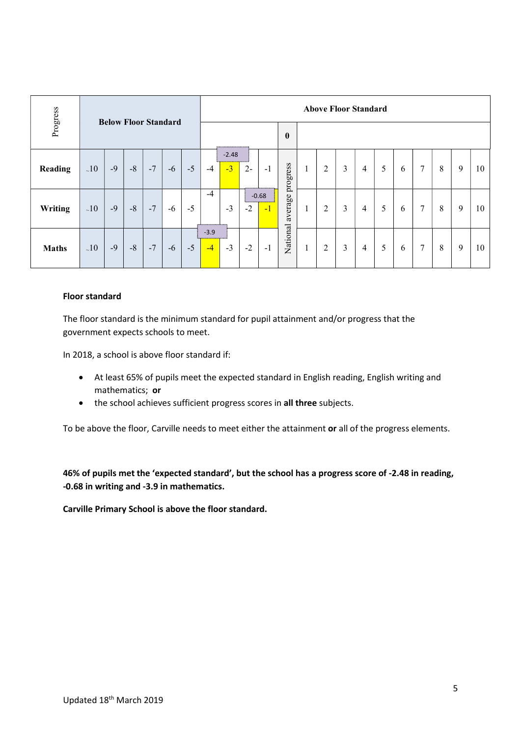| Progress | Below Floor Standard | | | | | | Above Floor Standard | | | | | | | | | | | | | | |
|---|---|---|---|---|---|---|---|---|---|---|---|---|---|---|---|---|---|---|---|---|---|
| | | | | | | | | | | | 0 | | | | | | | | | | |
| **Reading** | -10 | -9 | -8 | -7 | -6 | -5 | -4 | -2.48 -3 | 2- | -1 | National average progress | 1 | 2 | 3 | 4 | 5 | 6 | 7 | 8 | 9 | 10 |
| **Writing** | -10 | -9 | -8 | -7 | -6 | -5 | -4 | -3 | -2 | -0.68 -1 | | 1 | 2 | 3 | 4 | 5 | 6 | 7 | 8 | 9 | 10 |
| **Maths** | -10 | -9 | -8 | -7 | -6 | -5 | -3.9 -4 | -3 | -2 | -1 | | 1 | 2 | 3 | 4 | 5 | 6 | 7 | 8 | 9 | 10 |

**Floor standard**

The floor standard is the minimum standard for pupil attainment and/or progress that the government expects schools to meet.

In 2018, a school is above floor standard if:

- At least 65% of pupils meet the expected standard in English reading, English writing and mathematics; **or**
- the school achieves sufficient progress scores in **all three** subjects.

To be above the floor, Carville needs to meet either the attainment **or** all of the progress elements.

**46% of pupils met the 'expected standard', but the school has a progress score of -2.48 in reading, -0.68 in writing and -3.9 in mathematics.**

**Carville Primary School is above the floor standard.**

Updated 18th March 2019